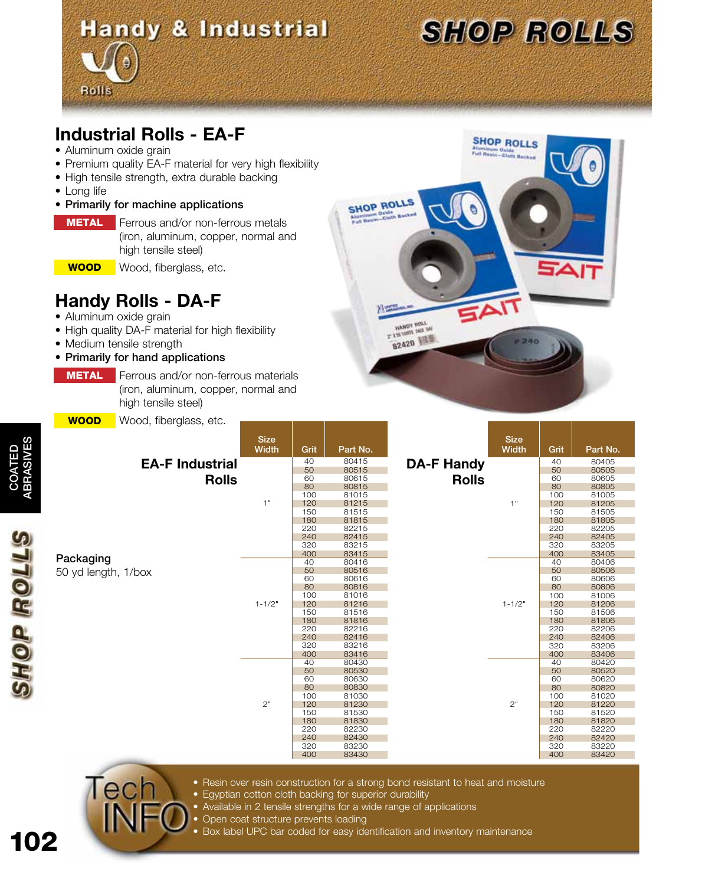# Handy & Industrial SHOP ROLLS

## Industrial Rolls - EA-F

- Aluminum oxide grain
- Premium quality EA-F material for very high flexibility
- High tensile strength, extra durable backing
- Long life
- **Primarily for machine applications**

**METAL** Ferrous and/or non-ferrous metals (iron, aluminum, copper, normal and high tensile steel)

**WOOD** Wood, fiberglass, etc.

## Handy Rolls - DA-F

- Aluminum oxide grain
- High quality DA-F material for high flexibility
- Medium tensile strength
- **Primarily for hand applications**

**METAL** Ferrous and/or non-ferrous materials (iron, aluminum, copper, normal and high tensile steel)

**WOOD** Wood, fiberglass, etc.

**Packaging**
50 yd length, 1/box

### EA-F Industrial Rolls

| Size Width | Grit | Part No. |
|---|---|---|
| 1" | 40 | 80415 |
| | 50 | 80515 |
| | 60 | 80615 |
| | 80 | 80815 |
| | 100 | 81015 |
| | 120 | 81215 |
| | 150 | 81515 |
| | 180 | 81815 |
| | 220 | 82215 |
| | 240 | 82415 |
| | 320 | 83215 |
| | 400 | 83415 |
| 1-1/2" | 40 | 80416 |
| | 50 | 80516 |
| | 60 | 80616 |
| | 80 | 80816 |
| | 100 | 81016 |
| | 120 | 81216 |
| | 150 | 81516 |
| | 180 | 81816 |
| | 220 | 82216 |
| | 240 | 82416 |
| | 320 | 83216 |
| | 400 | 83416 |
| 2" | 40 | 80430 |
| | 50 | 80530 |
| | 60 | 80630 |
| | 80 | 80830 |
| | 100 | 81030 |
| | 120 | 81230 |
| | 150 | 81530 |
| | 180 | 81830 |
| | 220 | 82230 |
| | 240 | 82430 |
| | 320 | 83230 |
| | 400 | 83430 |

### DA-F Handy Rolls

| Size Width | Grit | Part No. |
|---|---|---|
| 1" | 40 | 80405 |
| | 50 | 80505 |
| | 60 | 80605 |
| | 80 | 80805 |
| | 100 | 81005 |
| | 120 | 81205 |
| | 150 | 81505 |
| | 180 | 81805 |
| | 220 | 82205 |
| | 240 | 82405 |
| | 320 | 83205 |
| | 400 | 83405 |
| 1-1/2" | 40 | 80406 |
| | 50 | 80506 |
| | 60 | 80606 |
| | 80 | 80806 |
| | 100 | 81006 |
| | 120 | 81206 |
| | 150 | 81506 |
| | 180 | 81806 |
| | 220 | 82206 |
| | 240 | 82406 |
| | 320 | 83206 |
| | 400 | 83406 |
| 2" | 40 | 80420 |
| | 50 | 80520 |
| | 60 | 80620 |
| | 80 | 80820 |
| | 100 | 81020 |
| | 120 | 81220 |
| | 150 | 81520 |
| | 180 | 81820 |
| | 220 | 82220 |
| | 240 | 82420 |
| | 320 | 83220 |
| | 400 | 83420 |

### Tech INFO

- Resin over resin construction for a strong bond resistant to heat and moisture
- Egyptian cotton cloth backing for superior durability
- Available in 2 tensile strengths for a wide range of applications
- Open coat structure prevents loading
- Box label UPC bar coded for easy identification and inventory maintenance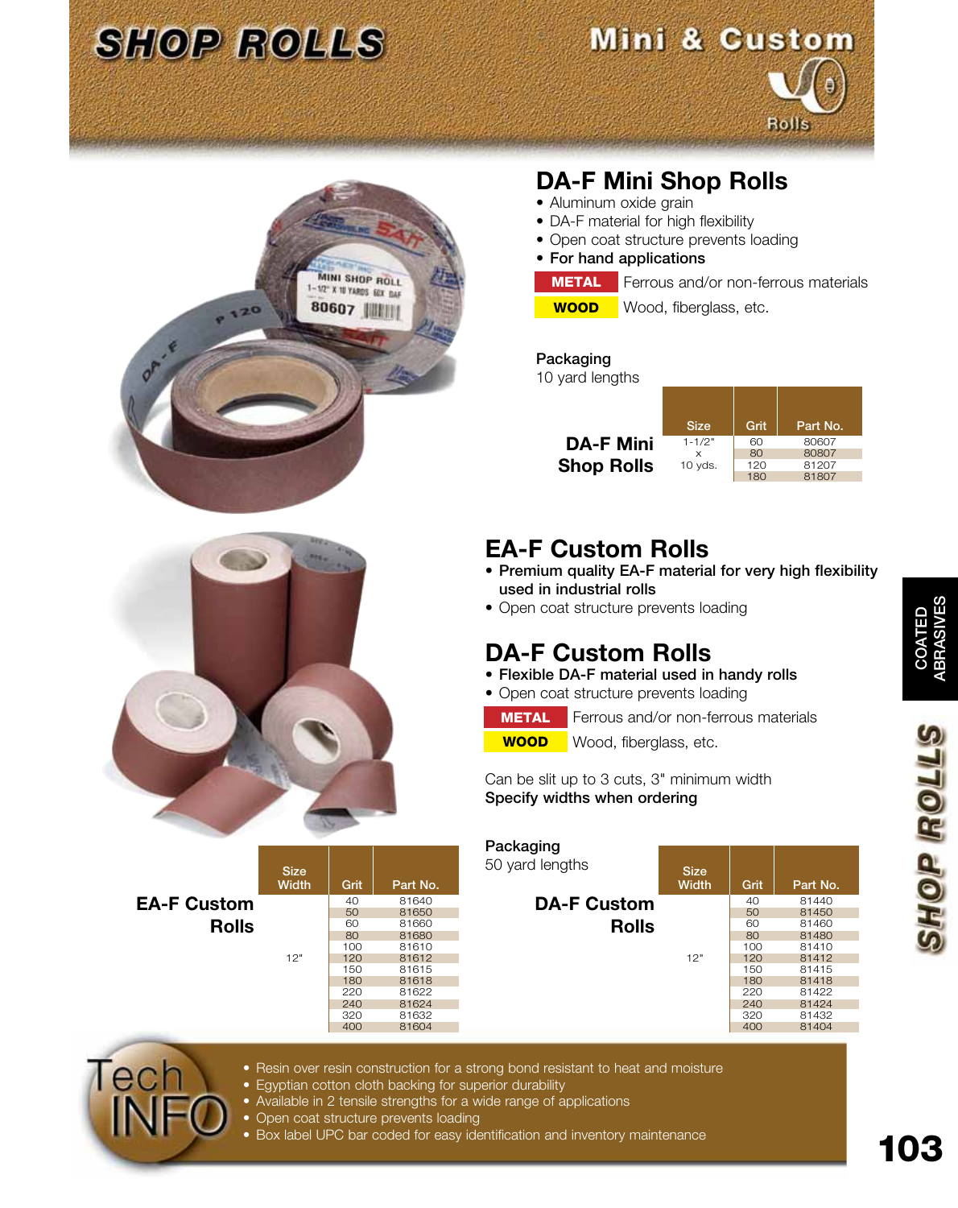# SHOP ROLLS

Mini & Custom Rolls

## DA-F Mini Shop Rolls

- Aluminum oxide grain
- DA-F material for high flexibility
- Open coat structure prevents loading
- **For hand applications**

| | |
|---|---|
| **METAL** | Ferrous and/or non-ferrous materials |
| **WOOD** | Wood, fiberglass, etc. |

Packaging
10 yard lengths

**DA-F Mini Shop Rolls**

| Size | Grit | Part No. |
|---|---|---|
| 1-1/2" x 10 yds. | 60 | 80607 |
| | 80 | 80807 |
| | 120 | 81207 |
| | 180 | 81807 |

## EA-F Custom Rolls

- **Premium quality EA-F material for very high flexibility used in industrial rolls**
- Open coat structure prevents loading

## DA-F Custom Rolls

- **Flexible DA-F material used in handy rolls**
- Open coat structure prevents loading

| | |
|---|---|
| **METAL** | Ferrous and/or non-ferrous materials |
| **WOOD** | Wood, fiberglass, etc. |

Can be slit up to 3 cuts, 3" minimum width
**Specify widths when ordering**

Packaging
50 yard lengths

**EA-F Custom Rolls**

| Size Width | Grit | Part No. |
|---|---|---|
| 12" | 40 | 81640 |
| | 50 | 81650 |
| | 60 | 81660 |
| | 80 | 81680 |
| | 100 | 81610 |
| | 120 | 81612 |
| | 150 | 81615 |
| | 180 | 81618 |
| | 220 | 81622 |
| | 240 | 81624 |
| | 320 | 81632 |
| | 400 | 81604 |

**DA-F Custom Rolls**

| Size Width | Grit | Part No. |
|---|---|---|
| 12" | 40 | 81440 |
| | 50 | 81450 |
| | 60 | 81460 |
| | 80 | 81480 |
| | 100 | 81410 |
| | 120 | 81412 |
| | 150 | 81415 |
| | 180 | 81418 |
| | 220 | 81422 |
| | 240 | 81424 |
| | 320 | 81432 |
| | 400 | 81404 |

### Tech INFO

- Resin over resin construction for a strong bond resistant to heat and moisture
- Egyptian cotton cloth backing for superior durability
- Available in 2 tensile strengths for a wide range of applications
- Open coat structure prevents loading
- Box label UPC bar coded for easy identification and inventory maintenance

COATED ABRASIVES

SHOP ROLLS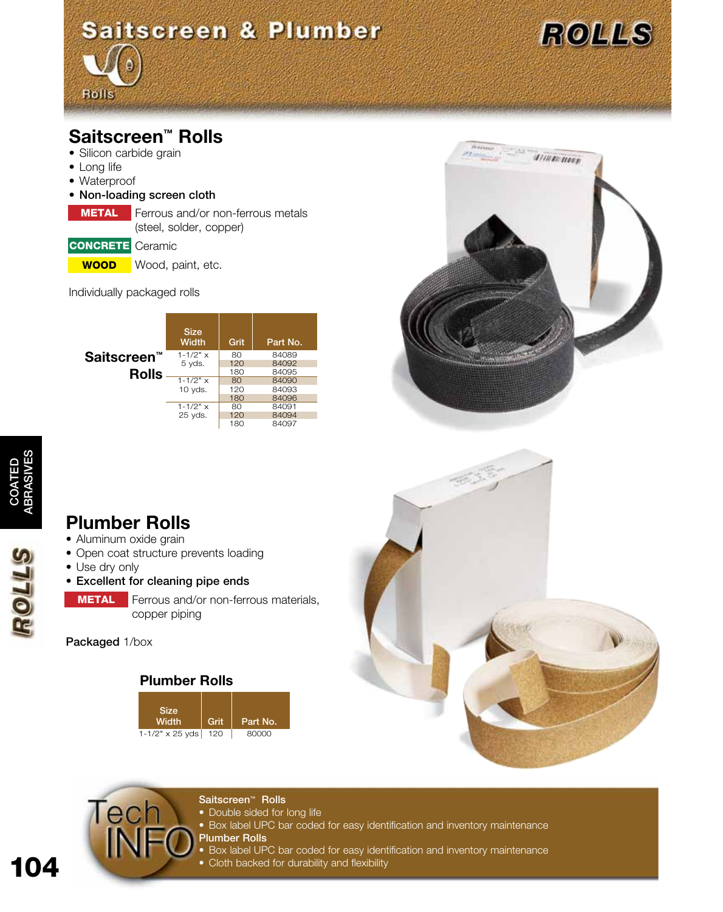# Saitscreen & Plumber ROLLS

## Saitscreen™ Rolls

- Silicon carbide grain
- Long life
- Waterproof
- **Non-loading screen cloth**

**METAL** Ferrous and/or non-ferrous metals (steel, solder, copper)

**CONCRETE** Ceramic

**WOOD** Wood, paint, etc.

Individually packaged rolls

**Saitscreen™ Rolls**

| Size Width | Grit | Part No. |
|---|---|---|
| 1-1/2" x 5 yds. | 80 | 84089 |
| | 120 | 84092 |
| | 180 | 84095 |
| 1-1/2" x 10 yds. | 80 | 84090 |
| | 120 | 84093 |
| | 180 | 84096 |
| 1-1/2" x 25 yds. | 80 | 84091 |
| | 120 | 84094 |
| | 180 | 84097 |

## Plumber Rolls

- Aluminum oxide grain
- Open coat structure prevents loading
- Use dry only
- **Excellent for cleaning pipe ends**

**METAL** Ferrous and/or non-ferrous materials, copper piping

**Packaged** 1/box

**Plumber Rolls**

| Size Width | Grit | Part No. |
|---|---|---|
| 1-1/2" x 25 yds | 120 | 80000 |

**Tech INFO**

**Saitscreen™ Rolls**
- Double sided for long life
- Box label UPC bar coded for easy identification and inventory maintenance

**Plumber Rolls**
- Box label UPC bar coded for easy identification and inventory maintenance
- Cloth backed for durability and flexibility